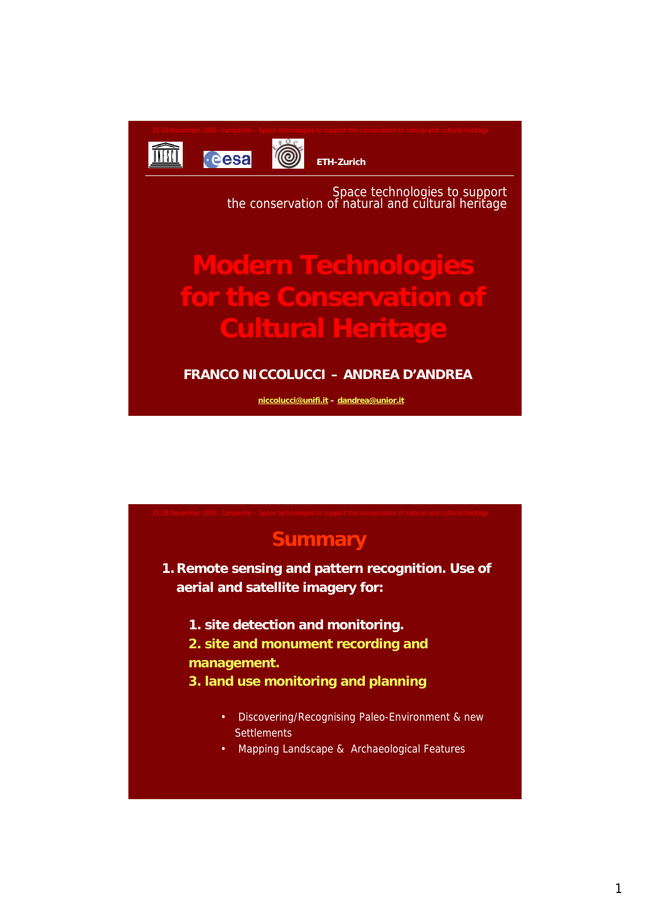25-28 November 2005- Campeche – Space technologies to support the conservation of natural and cultural heritage

ETH-Zurich

Space technologies to support
the conservation of natural and cultural heritage

# Modern Technologies for the Conservation of Cultural Heritage

**FRANCO NICCOLUCCI – ANDREA D'ANDREA**

niccolucci@unifi.it – dandrea@unior.it

25-28 November 2005- Campeche – Space technologies to support the conservation of natural and cultural heritage

## Summary

1. **Remote sensing and pattern recognition. Use of aerial and satellite imagery for:**
   1. **site detection and monitoring.**
   2. **site and monument recording and management.**
   3. **land use monitoring and planning**

      - Discovering/Recognising Paleo-Environment & new Settlements
      - Mapping Landscape & Archaeological Features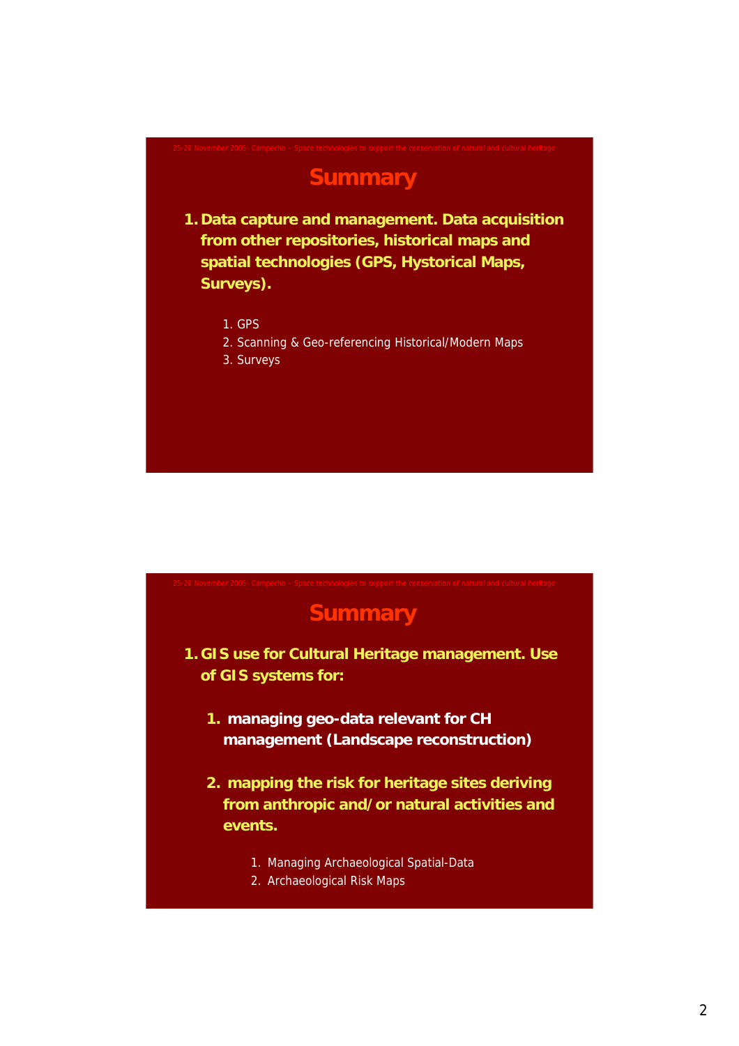## Summary

1. **Data capture and management. Data acquisition from other repositories, historical maps and spatial technologies (GPS, Hystorical Maps, Surveys).**

   1. GPS
   2. Scanning & Geo-referencing Historical/Modern Maps
   3. Surveys

## Summary

1. **GIS use for Cultural Heritage management. Use of GIS systems for:**

   1. **managing geo-data relevant for CH management (Landscape reconstruction)**

   2. **mapping the risk for heritage sites deriving from anthropic and/or natural activities and events.**

      1. Managing Archaeological Spatial-Data
      2. Archaeological Risk Maps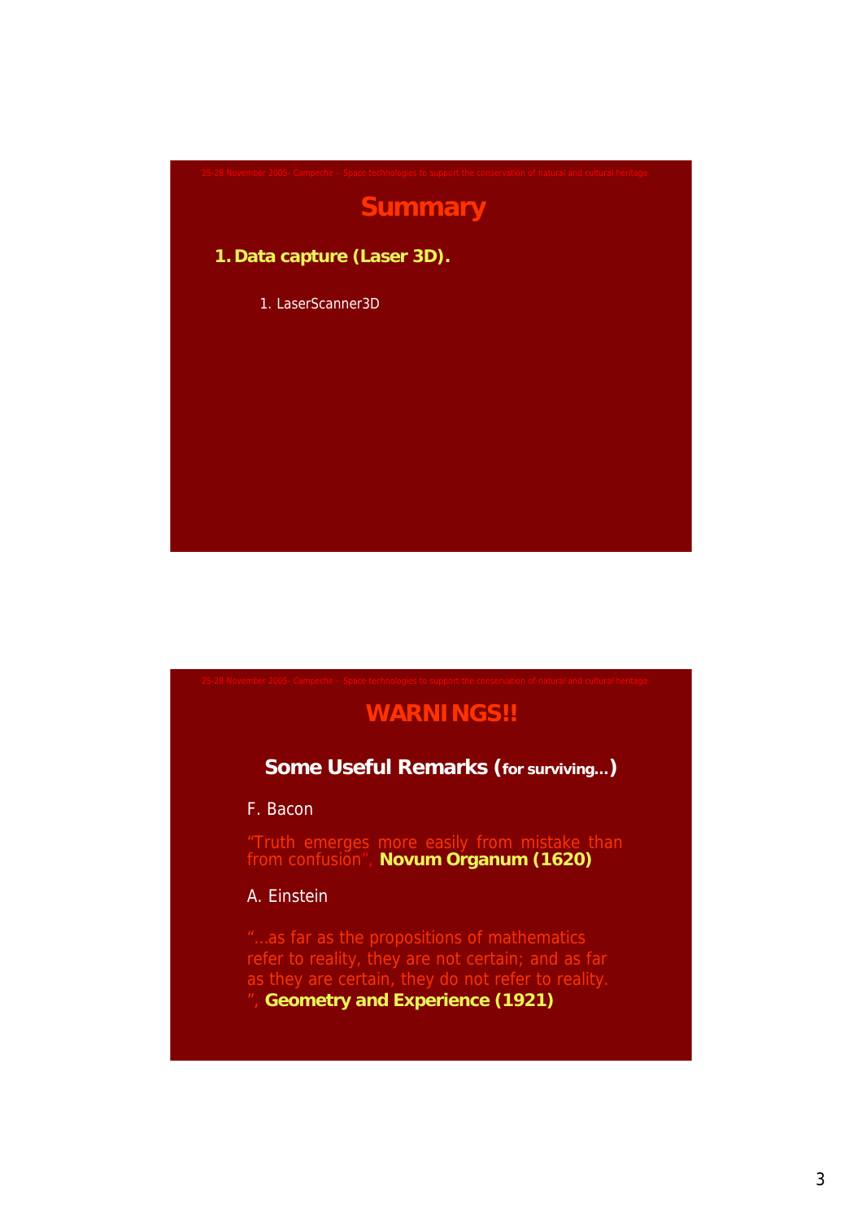## Summary

1. **Data capture (Laser 3D).**
    1. LaserScanner3D

## WARNINGS!!

### Some Useful Remarks (for surviving…)

F. Bacon

"Truth emerges more easily from mistake than from confusion", **Novum Organum (1620)**

A. Einstein

"…as far as the propositions of mathematics refer to reality, they are not certain; and as far as they are certain, they do not refer to reality. ", **Geometry and Experience (1921)**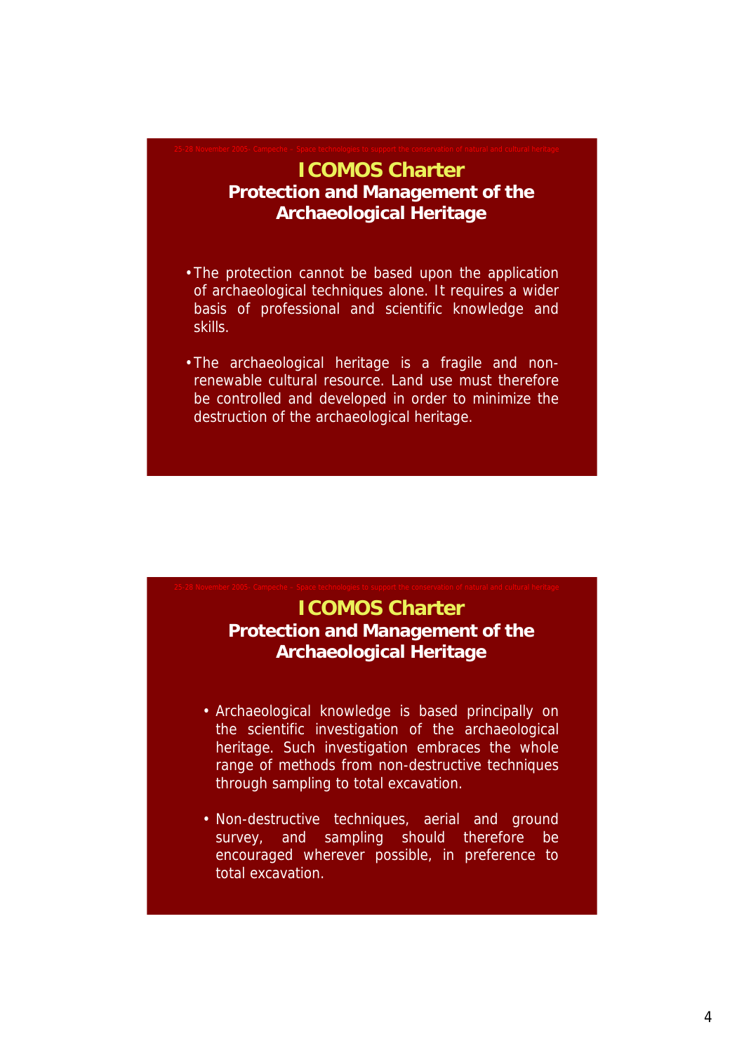## ICOMOS Charter

### Protection and Management of the Archaeological Heritage

- The protection cannot be based upon the application of archaeological techniques alone. It requires a wider basis of professional and scientific knowledge and skills.
- The archaeological heritage is a fragile and non-renewable cultural resource. Land use must therefore be controlled and developed in order to minimize the destruction of the archaeological heritage.

## ICOMOS Charter

### Protection and Management of the Archaeological Heritage

- Archaeological knowledge is based principally on the scientific investigation of the archaeological heritage. Such investigation embraces the whole range of methods from non-destructive techniques through sampling to total excavation.
- Non-destructive techniques, aerial and ground survey, and sampling should therefore be encouraged wherever possible, in preference to total excavation.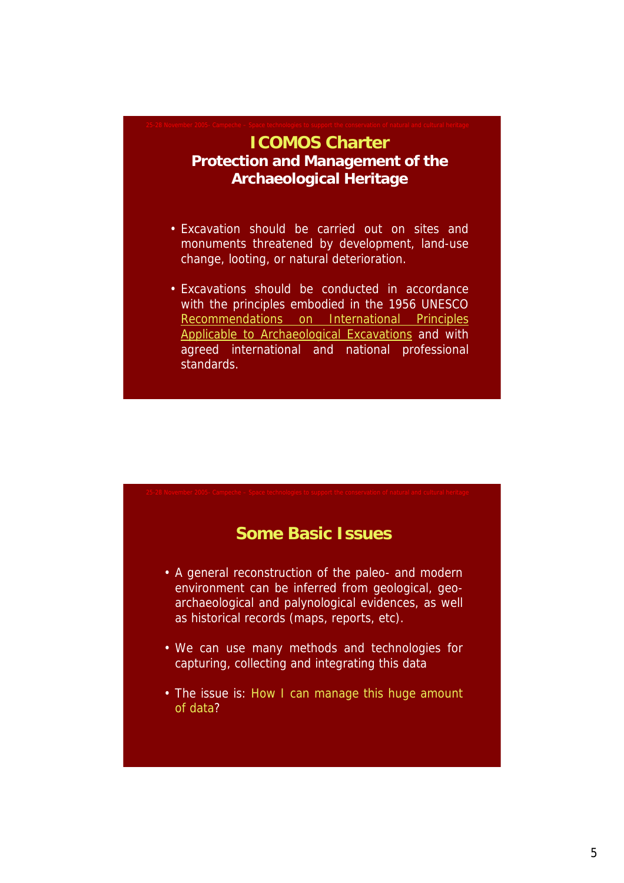# ICOMOS Charter

## Protection and Management of the Archaeological Heritage

- Excavation should be carried out on sites and monuments threatened by development, land-use change, looting, or natural deterioration.
- Excavations should be conducted in accordance with the principles embodied in the 1956 UNESCO Recommendations on International Principles Applicable to Archaeological Excavations and with agreed international and national professional standards.

# Some Basic Issues

- A general reconstruction of the paleo- and modern environment can be inferred from geological, geo-archaeological and palynological evidences, as well as historical records (maps, reports, etc).
- We can use many methods and technologies for capturing, collecting and integrating this data
- The issue is: How I can manage this huge amount of data?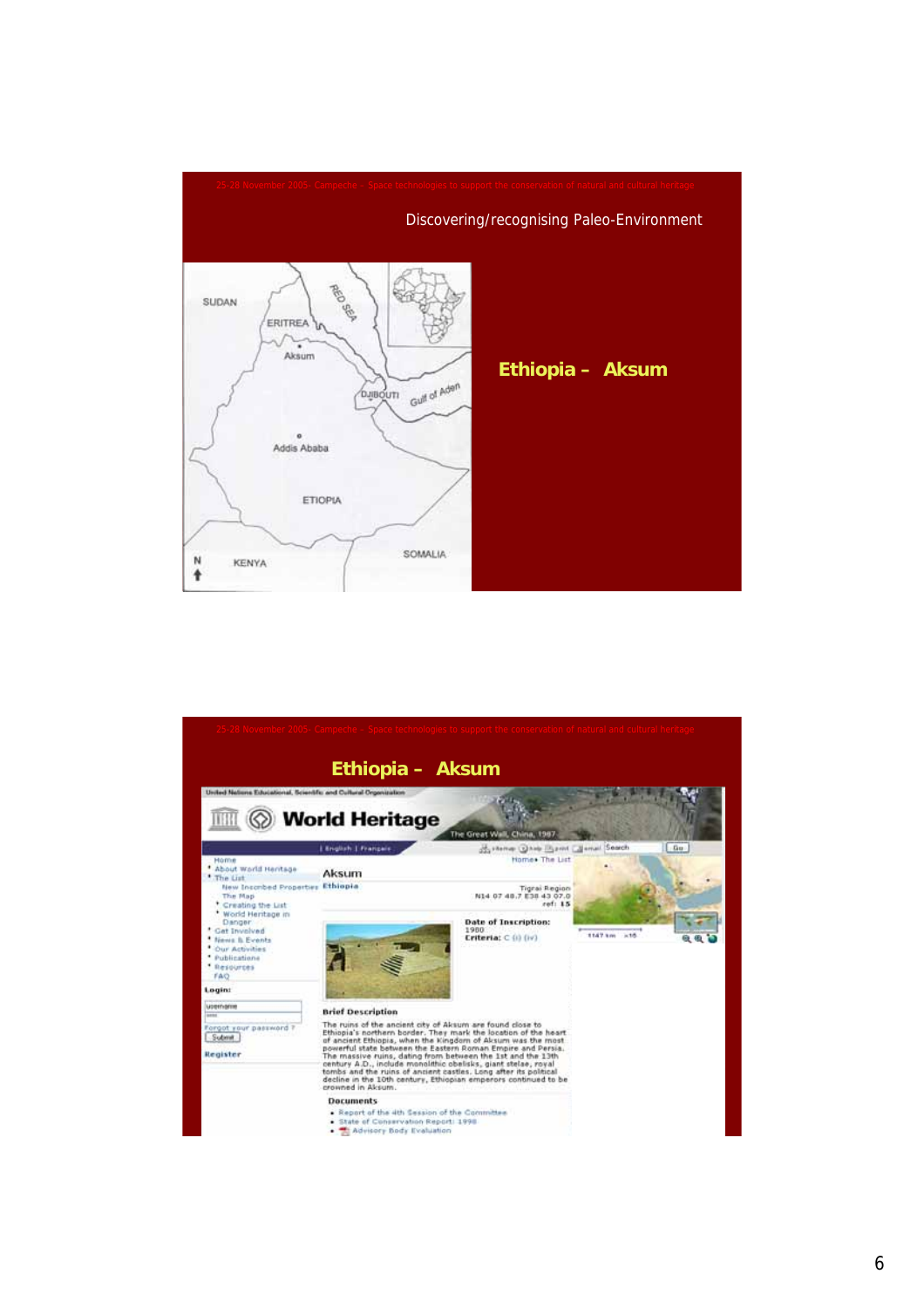25-28 November 2005- Campeche – Space technologies to support the conservation of natural and cultural heritage

Discovering/recognising Paleo-Environment

SUDAN

ERITREA

RED SEA

Aksum

DJIBOUTI

Gulf of Aden

Addis Ababa

ETIOPIA

SOMALIA

KENYA

N

## Ethiopia – Aksum

25-28 November 2005- Campeche – Space technologies to support the conservation of natural and cultural heritage

## Ethiopia – Aksum

United Nations Educational, Scientific and Cultural Organization

World Heritage

The Great Wall, China, 1987

| English | Français

sitemap | help | print | email | Search | Go

- Home
- About World Heritage
- The List
  - New Inscribed Properties
  - The Map
  - Creating the List
  - World Heritage in Danger
- Get Involved
- News & Events
- Our Activities
- Publications
- Resources
- FAQ

Login:

username

Forgot your password ?

Submit

Register

Home • The List

Aksum

Ethiopia

Tigrai Region

N14 07 48.7 E38 43 07.0

ref: 15

Date of Inscription: 1980

Criteria: C (i) (iv)

Brief Description

The ruins of the ancient city of Aksum are found close to Ethiopia's northern border. They mark the location of the heart of ancient Ethiopia, when the Kingdom of Aksum was the most powerful state between the Eastern Roman Empire and Persia. The massive ruins, dating from between the 1st and the 13th century A.D., include monolithic obelisks, giant stelae, royal tombs and the ruins of ancient castles. Long after its political decline in the 10th century, Ethiopian emperors continued to be crowned in Aksum.

Documents

- Report of the 4th Session of the Committee
- State of Conservation Report: 1998
- Advisory Body Evaluation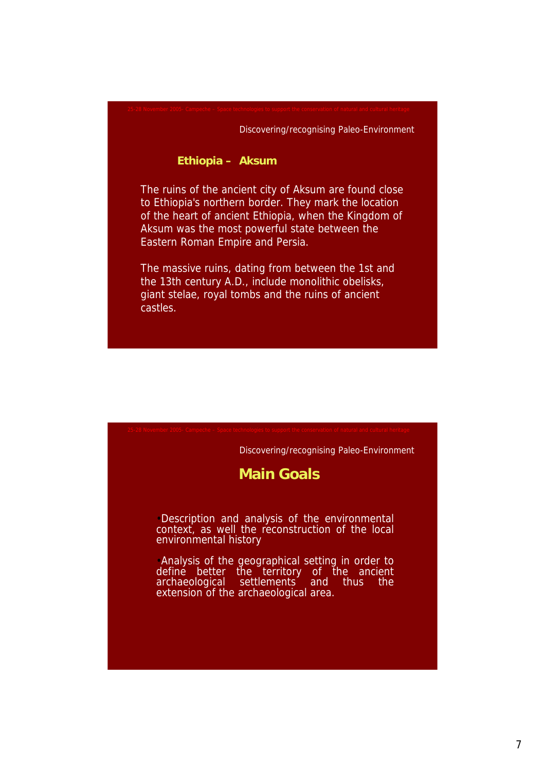Discovering/recognising Paleo-Environment

## Ethiopia – Aksum

The ruins of the ancient city of Aksum are found close to Ethiopia's northern border. They mark the location of the heart of ancient Ethiopia, when the Kingdom of Aksum was the most powerful state between the Eastern Roman Empire and Persia.

The massive ruins, dating from between the 1st and the 13th century A.D., include monolithic obelisks, giant stelae, royal tombs and the ruins of ancient castles.

Discovering/recognising Paleo-Environment

## Main Goals

- Description and analysis of the environmental context, as well the reconstruction of the local environmental history
- Analysis of the geographical setting in order to define better the territory of the ancient archaeological settlements and thus the extension of the archaeological area.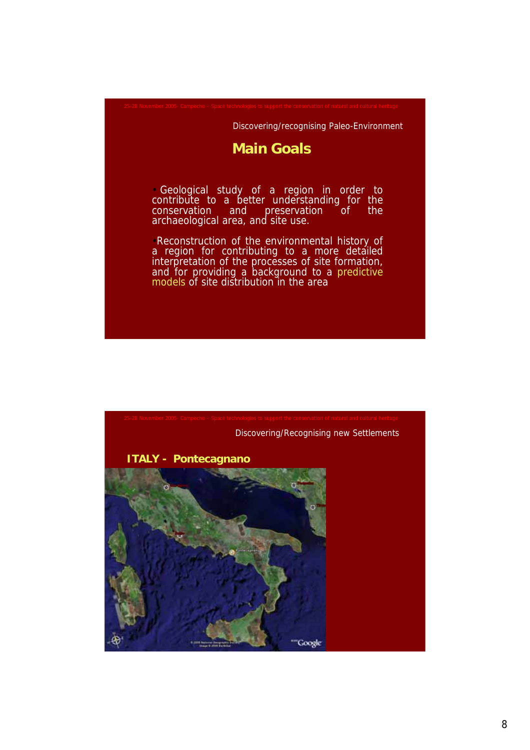Discovering/recognising Paleo-Environment

## Main Goals

- Geological study of a region in order to contribute to a better understanding for the conservation and preservation of the archaeological area, and site use.

- Reconstruction of the environmental history of a region for contributing to a more detailed interpretation of the processes of site formation, and for providing a background to a predictive models of site distribution in the area

Discovering/Recognising new Settlements

## ITALY - Pontecagnano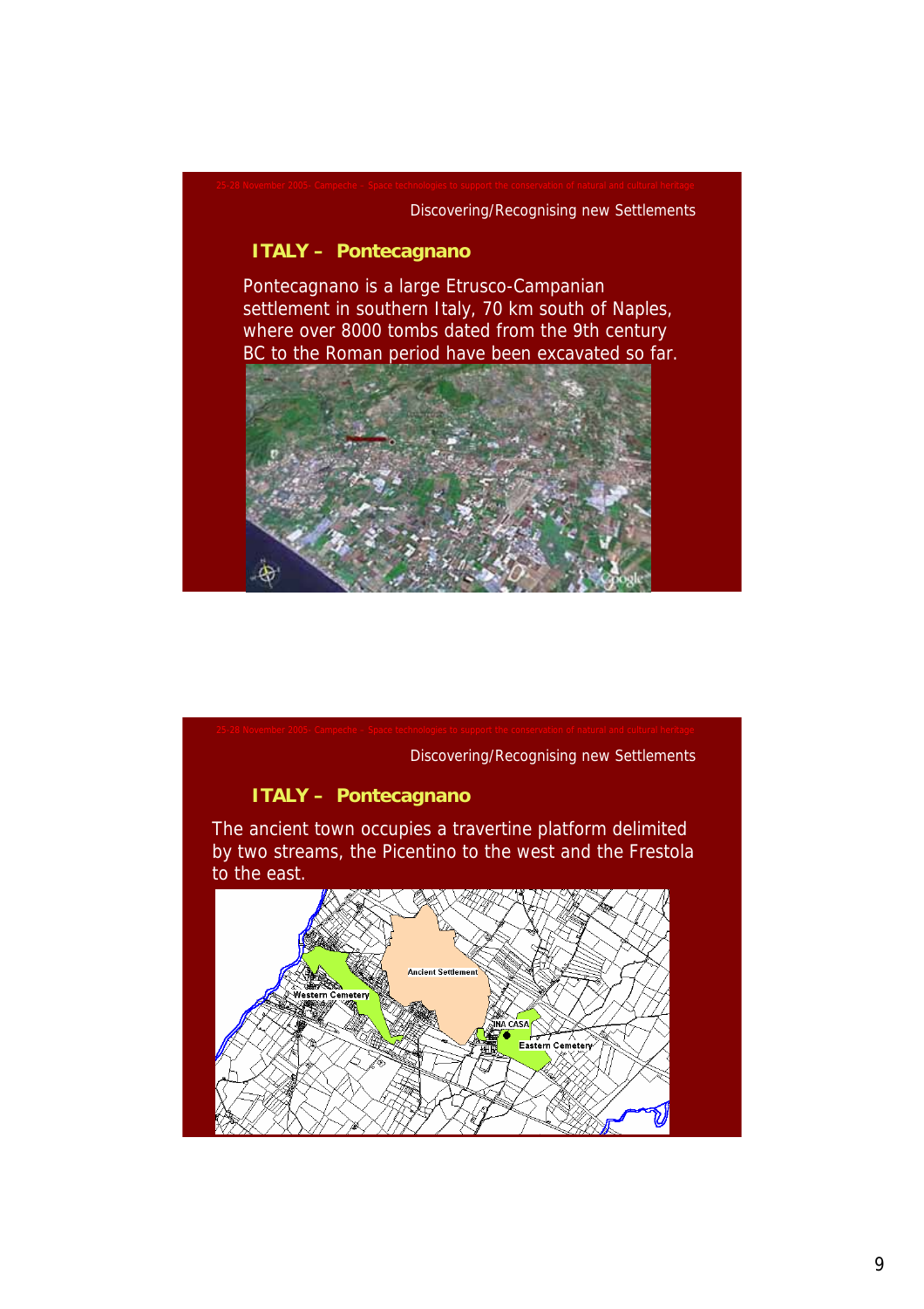Discovering/Recognising new Settlements

## ITALY – Pontecagnano

Pontecagnano is a large Etrusco-Campanian settlement in southern Italy, 70 km south of Naples, where over 8000 tombs dated from the 9th century BC to the Roman period have been excavated so far.

Discovering/Recognising new Settlements

## ITALY – Pontecagnano

The ancient town occupies a travertine platform delimited by two streams, the Picentino to the west and the Frestola to the east.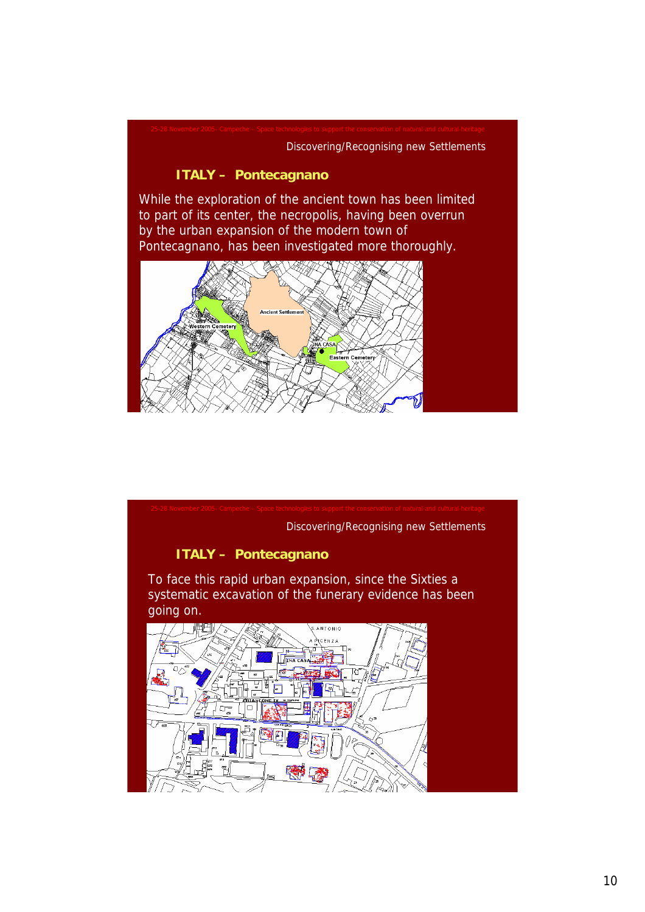25-28 November 2005- Campeche – Space technologies to support the conservation of natural and cultural heritage

Discovering/Recognising new Settlements

## ITALY – Pontecagnano

While the exploration of the ancient town has been limited to part of its center, the necropolis, having been overrun by the urban expansion of the modern town of Pontecagnano, has been investigated more thoroughly.

25-28 November 2005- Campeche – Space technologies to support the conservation of natural and cultural heritage

Discovering/Recognising new Settlements

## ITALY – Pontecagnano

To face this rapid urban expansion, since the Sixties a systematic excavation of the funerary evidence has been going on.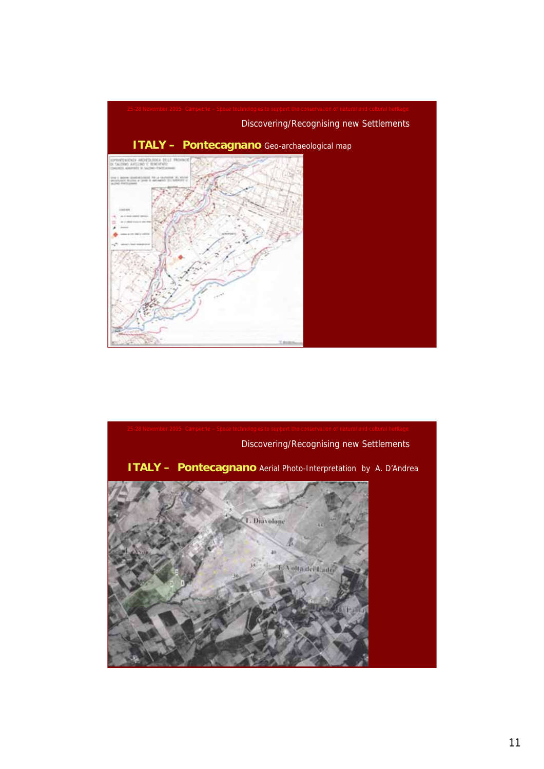25-28 November 2005- Campeche – Space technologies to support the conservation of natural and cultural heritage

Discovering/Recognising new Settlements

## ITALY – Pontecagnano Geo-archaeological map

25-28 November 2005- Campeche – Space technologies to support the conservation of natural and cultural heritage

Discovering/Recognising new Settlements

## ITALY – Pontecagnano Aerial Photo-Interpretation by A. D'Andrea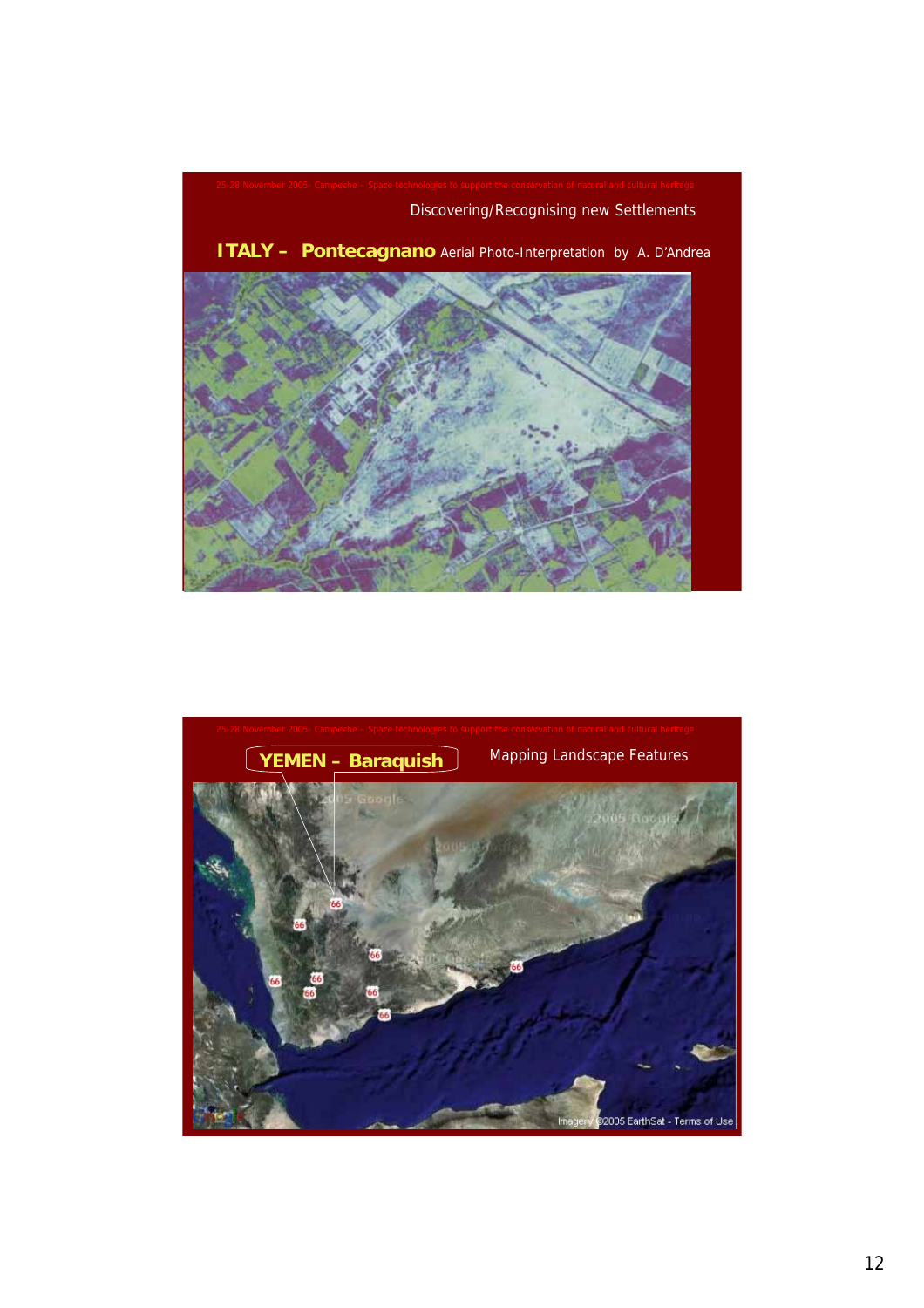25-28 November 2005- Campeche – Space technologies to support the conservation of natural and cultural heritage

Discovering/Recognising new Settlements

**ITALY – Pontecagnano** Aerial Photo-Interpretation by A. D'Andrea

25-28 November 2005- Campeche – Space technologies to support the conservation of natural and cultural heritage

**YEMEN – Baraquish**

Mapping Landscape Features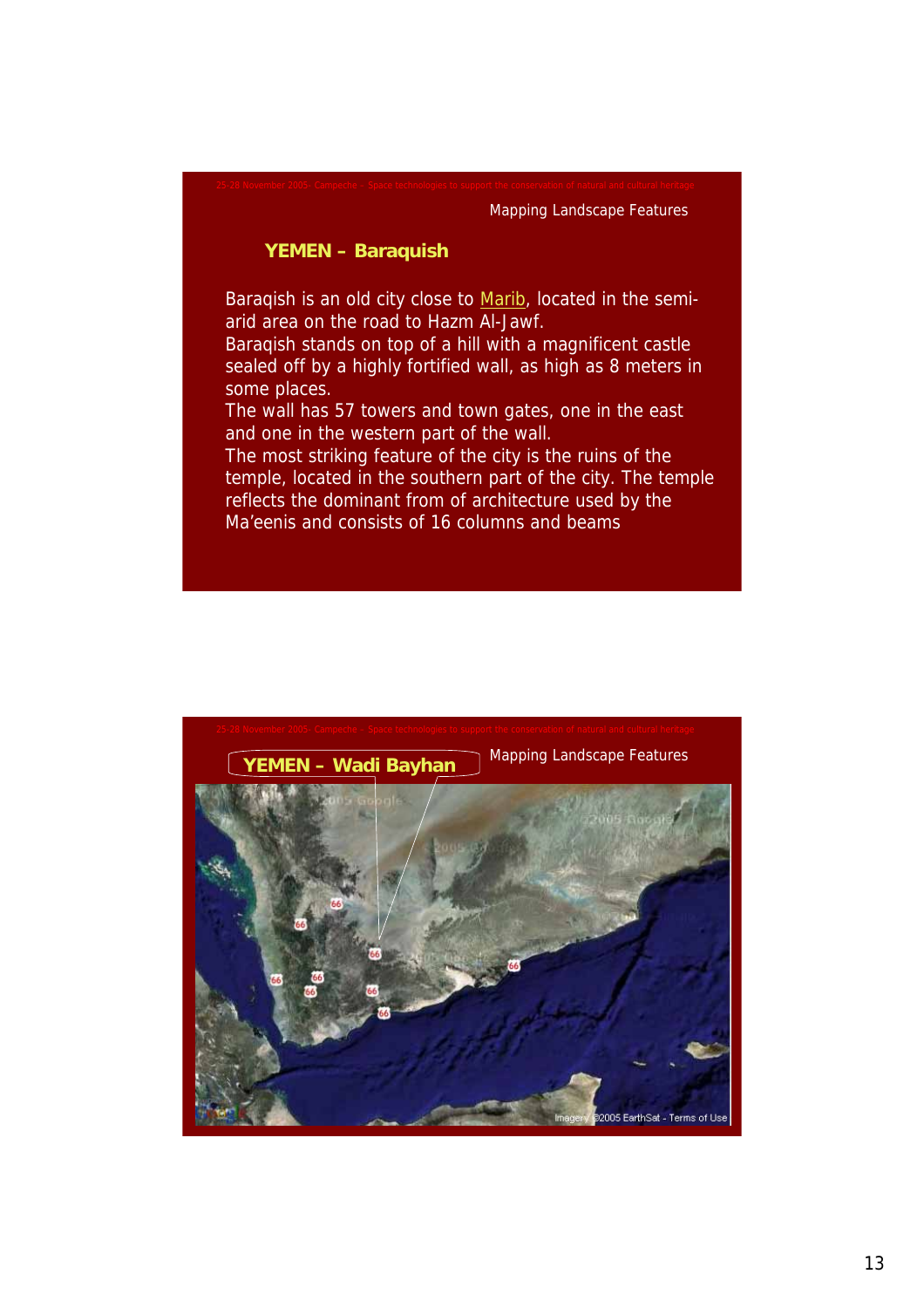Mapping Landscape Features

## YEMEN – Baraquish

Baraqish is an old city close to Marib, located in the semi-arid area on the road to Hazm Al-Jawf.
Baraqish stands on top of a hill with a magnificent castle sealed off by a highly fortified wall, as high as 8 meters in some places.
The wall has 57 towers and town gates, one in the east and one in the western part of the wall.
The most striking feature of the city is the ruins of the temple, located in the southern part of the city. The temple reflects the dominant from of architecture used by the Ma'eenis and consists of 16 columns and beams

Mapping Landscape Features

## YEMEN – Wadi Bayhan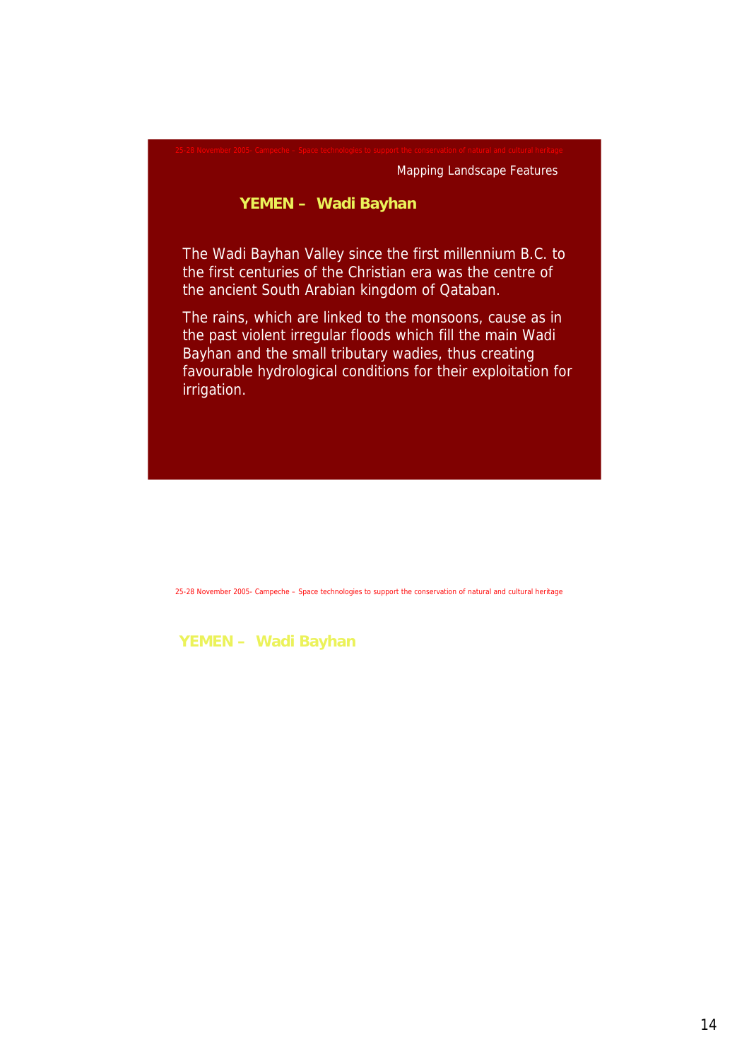Mapping Landscape Features

## YEMEN – Wadi Bayhan

The Wadi Bayhan Valley since the first millennium B.C. to the first centuries of the Christian era was the centre of the ancient South Arabian kingdom of Qataban.

The rains, which are linked to the monsoons, cause as in the past violent irregular floods which fill the main Wadi Bayhan and the small tributary wadies, thus creating favourable hydrological conditions for their exploitation for irrigation.

## YEMEN – Wadi Bayhan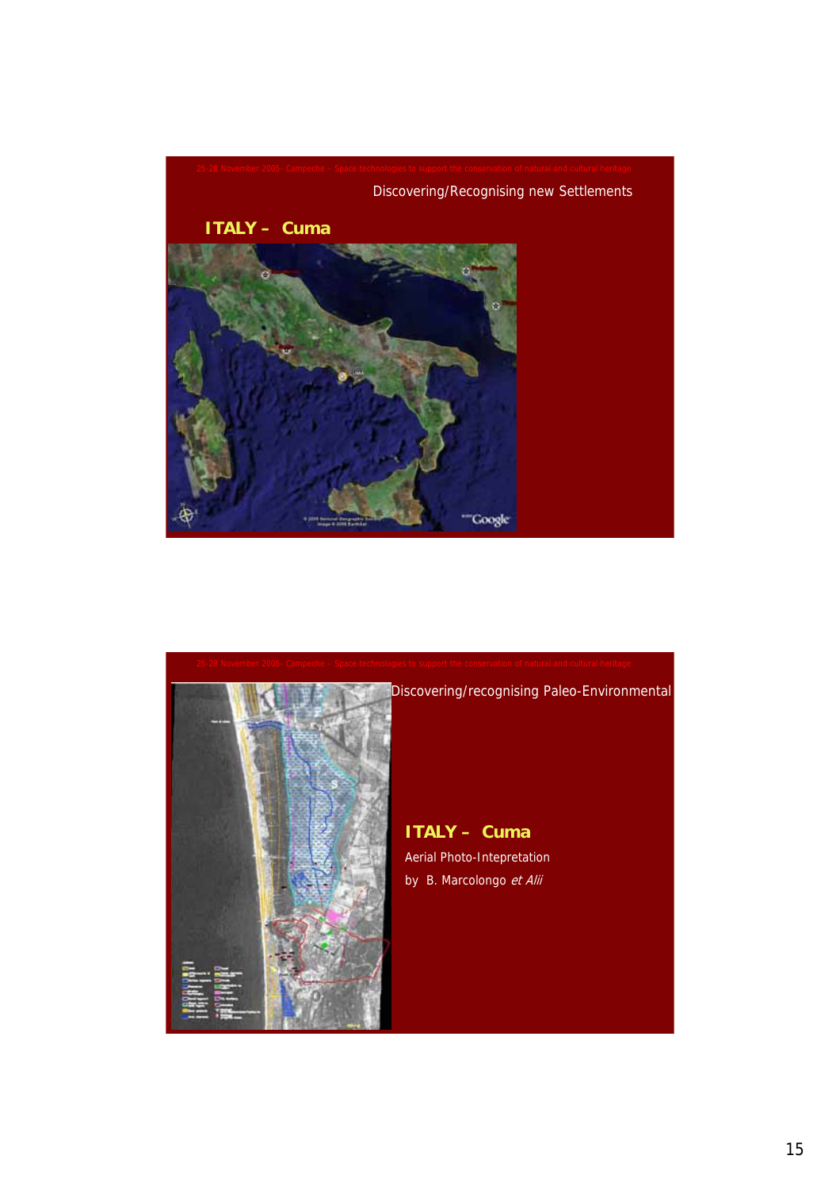25-28 November 2005- Campeche – Space technologies to support the conservation of natural and cultural heritage

Discovering/Recognising new Settlements

**ITALY – Cuma**

25-28 November 2005- Campeche – Space technologies to support the conservation of natural and cultural heritage

Discovering/recognising Paleo-Environmental

**ITALY – Cuma**

Aerial Photo-Intepretation

by B. Marcolongo *et Alii*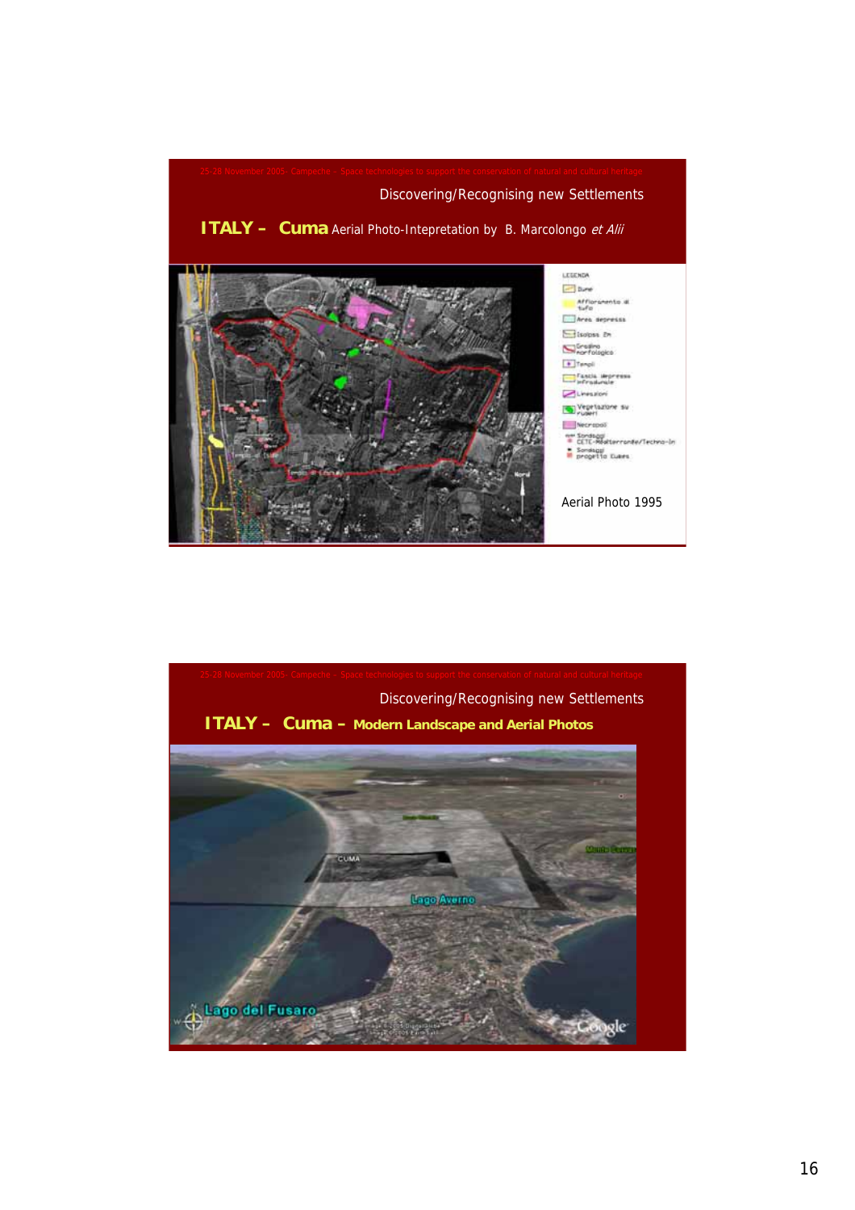25-28 November 2005- Campeche – Space technologies to support the conservation of natural and cultural heritage

Discovering/Recognising new Settlements

**ITALY – Cuma** Aerial Photo-Intepretation by B. Marcolongo *et Alii*

Aerial Photo 1995

25-28 November 2005- Campeche – Space technologies to support the conservation of natural and cultural heritage

Discovering/Recognising new Settlements

**ITALY – Cuma – Modern Landscape and Aerial Photos**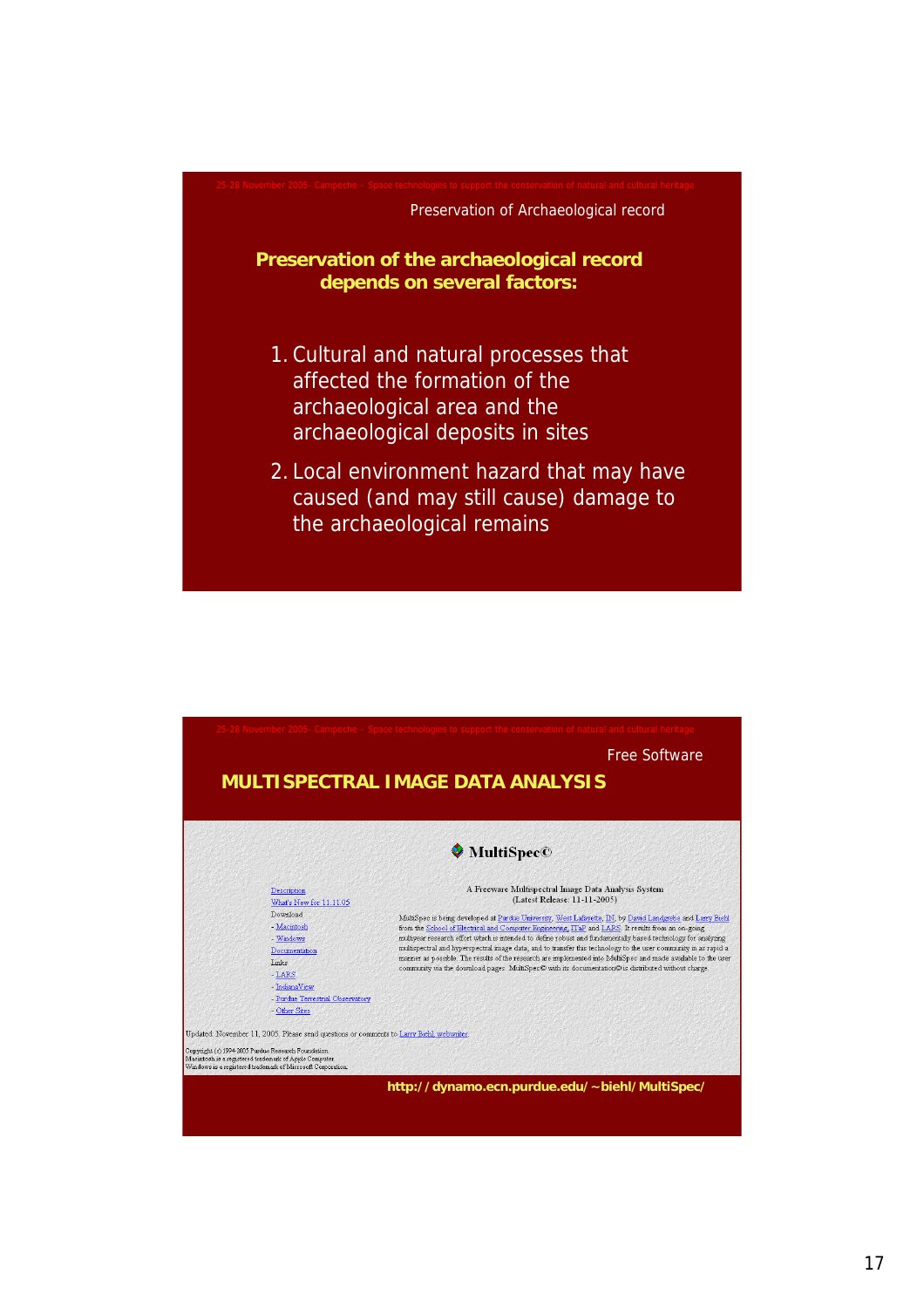25-28 November 2005- Campeche – Space technologies to support the conservation of natural and cultural heritage

Preservation of Archaeological record

## Preservation of the archaeological record depends on several factors:

1. Cultural and natural processes that affected the formation of the archaeological area and the archaeological deposits in sites
2. Local environment hazard that may have caused (and may still cause) damage to the archaeological remains

---

25-28 November 2005- Campeche – Space technologies to support the conservation of natural and cultural heritage

Free Software

## MULTISPECTRAL IMAGE DATA ANALYSIS

**MultiSpec©**

Description
What's New for 11.11.05
Download
- Macintosh
- Windows
Documentation
Links
- LARS
- IndianaView
- Purdue Terrestrial Observatory
- Other Sites

A Freeware Multispectral Image Data Analysis System
(Latest Release: 11-11-2005)

MultiSpec is being developed at Purdue University, West Lafayette, IN, by David Landgrebe and Larry Biehl from the School of Electrical and Computer Engineering, ITaP and LARS. It results from an on-going multiyear research effort which is intended to define robust and fundamentally based technology for analyzing multispectral and hyperspectral image data, and to transfer this technology to the user community in as rapid a manner as possible. The results of the research are implemented into MultiSpec and made available to the user community via the download pages. MultiSpec© with its documentation© is distributed without charge.

Updated: November 11, 2005. Please send questions or comments to Larry Biehl, webwriter.

Copyright (c) 1994-2005 Purdue Research Foundation.
Macintosh is a registered trademark of Apple Computer.
Windows is a registered trademark of Microsoft Corporation.

http://dynamo.ecn.purdue.edu/~biehl/MultiSpec/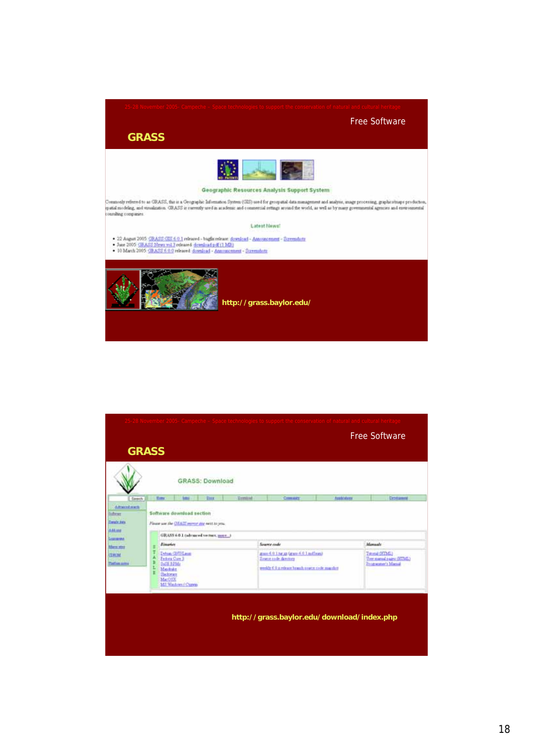25-28 November 2005- Campeche – Space technologies to support the conservation of natural and cultural heritage

Free Software

## GRASS

Geographic Resources Analysis Support System

Commonly referred to as GRASS, this is a Geographic Information System (GIS) used for geospatial data management and analysis, image processing, graphics/maps production, spatial modeling, and visualization. GRASS is currently used in academic and commercial settings around the world, as well as by many governmental agencies and environmental consulting companies.

Latest News!

- 22 August 2005: GRASS GIS 6.0.1 released - bugfix release: download - Announcement - Screenshots
- June 2005: GRASS News vol.3 released: download pdf (1 MB)
- 10 March 2005: GRASS 6.0.0 released: download - Announcement - Screenshots

**http://grass.baylor.edu/**

25-28 November 2005- Campeche – Space technologies to support the conservation of natural and cultural heritage

Free Software

## GRASS

GRASS: Download

Software download section

**http://grass.baylor.edu/download/index.php**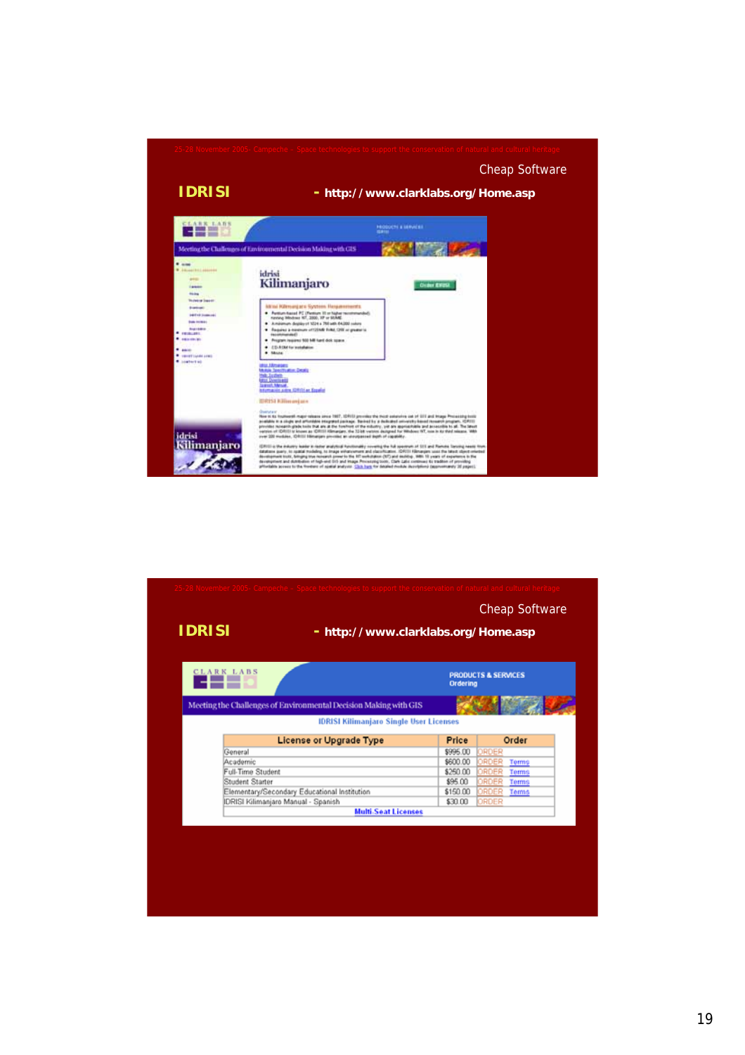25-28 November 2005- Campeche – Space technologies to support the conservation of natural and cultural heritage

Cheap Software

**IDRISI** - **http://www.clarklabs.org/Home.asp**

25-28 November 2005- Campeche – Space technologies to support the conservation of natural and cultural heritage

Cheap Software

**IDRISI** - **http://www.clarklabs.org/Home.asp**

CLARK LABS

PRODUCTS & SERVICES
Ordering

Meeting the Challenges of Environmental Decision Making with GIS

IDRISI Kilimanjaro Single User Licenses

| License or Upgrade Type | Price | Order | |
|---|---|---|---|
| General | $995.00 | ORDER | |
| Academic | $600.00 | ORDER | Terms |
| Full-Time Student | $250.00 | ORDER | Terms |
| Student Starter | $95.00 | ORDER | Terms |
| Elementary/Secondary Educational Institution | $150.00 | ORDER | Terms |
| IDRISI Kilimanjaro Manual - Spanish | $30.00 | ORDER | |

Multi-Seat Licenses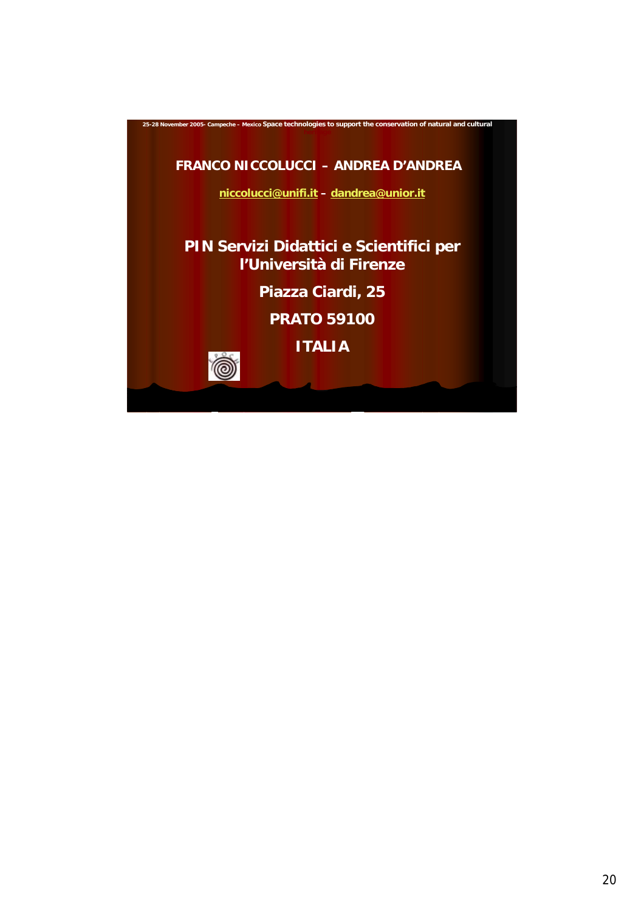25-28 November 2005- Campeche – Mexico Space technologies to support the conservation of natural and cultural heritage

**FRANCO NICCOLUCCI – ANDREA D'ANDREA**

niccolucci@unifi.it – dandrea@unior.it

**PIN Servizi Didattici e Scientifici per l'Università di Firenze**

**Piazza Ciardi, 25**

**PRATO 59100**

**ITALIA**